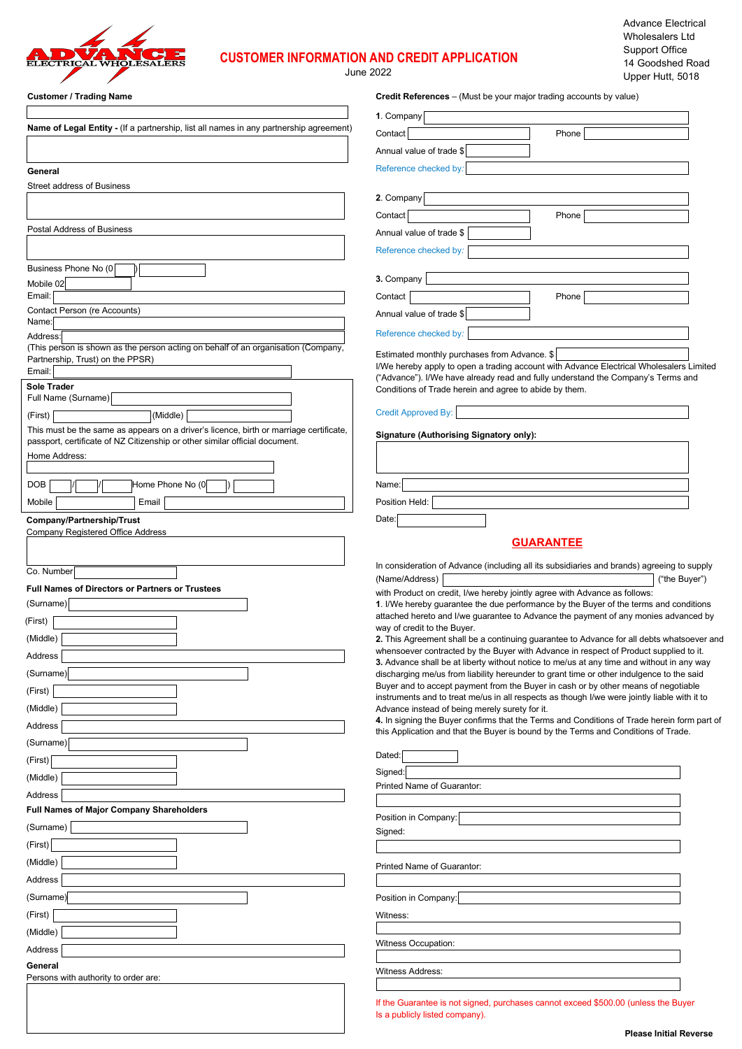ADVANCE ELECTRICAL WHOLESALERS

# CUSTOMER INFORMATION AND CREDIT APPLICATION

June 2022

Advance Electrical Wholesalers Ltd
Support Office
14 Goodshed Road
Upper Hutt, 5018

**Customer / Trading Name**

**Name of Legal Entity -** (If a partnership, list all names in any partnership agreement)

**General**

Street address of Business

Postal Address of Business

Business Phone No (0 )

Mobile 02

Email:

Contact Person (re Accounts)

Name:

Address:

(This person is shown as the person acting on behalf of an organisation (Company, Partnership, Trust) on the PPSR)

Email:

**Sole Trader**

Full Name (Surname)

(First) (Middle)

This must be the same as appears on a driver's licence, birth or marriage certificate, passport, certificate of NZ Citizenship or other similar official document.

Home Address:

DOB / / Home Phone No (0 )

Mobile Email

**Company/Partnership/Trust**

Company Registered Office Address

Co. Number

**Full Names of Directors or Partners or Trustees**

(Surname)

(First)

(Middle)

Address

(Surname)

(First)

(Middle)

Address

(Surname)

(First)

(Middle)

Address

**Full Names of Major Company Shareholders**

(Surname)

(First)

(Middle)

Address

(Surname)

(First)

(Middle)

Address

**General**

Persons with authority to order are:

**Credit References** – (Must be your major trading accounts by value)

**1**. Company

Contact Phone

Annual value of trade $

Reference checked by:

**2**. Company

Contact Phone

Annual value of trade $

Reference checked by:

**3**. Company

Contact Phone

Annual value of trade $

Reference checked by:

Estimated monthly purchases from Advance. $

I/We hereby apply to open a trading account with Advance Electrical Wholesalers Limited ("Advance"). I/We have already read and fully understand the Company's Terms and Conditions of Trade herein and agree to abide by them.

Credit Approved By:

**Signature (Authorising Signatory only):**

Name:

Position Held:

Date:

## GUARANTEE

In consideration of Advance (including all its subsidiaries and brands) agreeing to supply (Name/Address) ("the Buyer") with Product on credit, I/we hereby jointly agree with Advance as follows:

**1**. I/We hereby guarantee the due performance by the Buyer of the terms and conditions attached hereto and I/we guarantee to Advance the payment of any monies advanced by way of credit to the Buyer.

**2**. This Agreement shall be a continuing guarantee to Advance for all debts whatsoever and whensoever contracted by the Buyer with Advance in respect of Product supplied to it.

**3**. Advance shall be at liberty without notice to me/us at any time and without in any way discharging me/us from liability hereunder to grant time or other indulgence to the said Buyer and to accept payment from the Buyer in cash or by other means of negotiable instruments and to treat me/us in all respects as though I/we were jointly liable with it to Advance instead of being merely surety for it.

**4**. In signing the Buyer confirms that the Terms and Conditions of Trade herein form part of this Application and that the Buyer is bound by the Terms and Conditions of Trade.

Dated:

Signed:

Printed Name of Guarantor:

Position in Company:

Signed:

Printed Name of Guarantor:

Position in Company:

Witness:

Witness Occupation:

Witness Address:

If the Guarantee is not signed, purchases cannot exceed $500.00 (unless the Buyer Is a publicly listed company).

**Please Initial Reverse**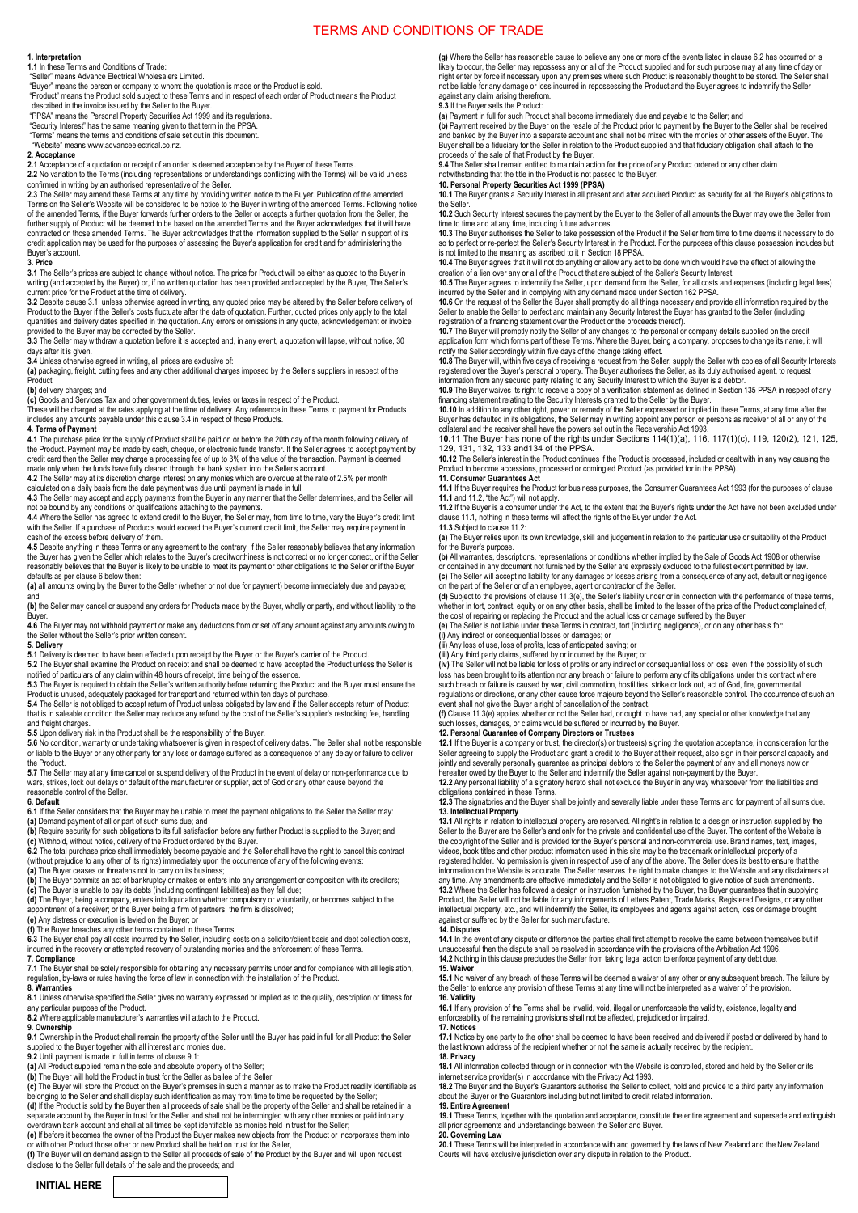# TERMS AND CONDITIONS OF TRADE

**1. Interpretation**

**1.1** In these Terms and Conditions of Trade:

"Seller" means Advance Electrical Wholesalers Limited.

"Buyer" means the person or company to whom: the quotation is made or the Product is sold.

"Product" means the Product sold subject to these Terms and in respect of each order of Product means the Product described in the invoice issued by the Seller to the Buyer.

"PPSA" means the Personal Property Securities Act 1999 and its regulations.

"Security Interest" has the same meaning given to that term in the PPSA.

"Terms" means the terms and conditions of sale set out in this document.

"Website" means www.advanceelectrical.co.nz.

**2. Acceptance**

**2.1** Acceptance of a quotation or receipt of an order is deemed acceptance by the Buyer of these Terms.

**2.2** No variation to the Terms (including representations or understandings conflicting with the Terms) will be valid unless confirmed in writing by an authorised representative of the Seller.

**2.3** The Seller may amend these Terms at any time by providing written notice to the Buyer. Publication of the amended Terms on the Seller's Website will be considered to be notice to the Buyer in writing of the amended Terms. Following notice of the amended Terms, if the Buyer forwards further orders to the Seller or accepts a further quotation from the Seller, the further supply of Product will be deemed to be based on the amended Terms and the Buyer acknowledges that it will have contracted on those amended Terms. The Buyer acknowledges that the information supplied to the Seller in support of its credit application may be used for the purposes of assessing the Buyer's application for credit and for administering the Buyer's account.

**3. Price**

**3.1** The Seller's prices are subject to change without notice. The price for Product will be either as quoted to the Buyer in writing (and accepted by the Buyer) or, if no written quotation has been provided and accepted by the Buyer, The Seller's current price for the Product at the time of delivery.

**3.2** Despite clause 3.1, unless otherwise agreed in writing, any quoted price may be altered by the Seller before delivery of Product to the Buyer if the Seller's costs fluctuate after the date of quotation. Further, quoted prices only apply to the total quantities and delivery dates specified in the quotation. Any errors or omissions in any quote, acknowledgement or invoice provided to the Buyer may be corrected by the Seller.

**3.3** The Seller may withdraw a quotation before it is accepted and, in any event, a quotation will lapse, without notice, 30 days after it is given.

**3.4** Unless otherwise agreed in writing, all prices are exclusive of:

**(a)** packaging, freight, cutting fees and any other additional charges imposed by the Seller's suppliers in respect of the Product;

**(b)** delivery charges; and

**(c)** Goods and Services Tax and other government duties, levies or taxes in respect of the Product.

These will be charged at the rates applying at the time of delivery. Any reference in these Terms to payment for Products includes any amounts payable under this clause 3.4 in respect of those Products.

**4. Terms of Payment**

**4.1** The purchase price for the supply of Product shall be paid on or before the 20th day of the month following delivery of the Product. Payment may be made by cash, cheque, or electronic funds transfer. If the Seller agrees to accept payment by credit card then the Seller may charge a processing fee of up to 3% of the value of the transaction. Payment is deemed made only when the funds have fully cleared through the bank system into the Seller's account.

**4.2** The Seller may at its discretion charge interest on any monies which are overdue at the rate of 2.5% per month calculated on a daily basis from the date payment was due until payment is made in full.

**4.3** The Seller may accept and apply payments from the Buyer in any manner that the Seller determines, and the Seller will not be bound by any conditions or qualifications attaching to the payments.

**4.4** Where the Seller has agreed to extend credit to the Buyer, the Seller may, from time to time, vary the Buyer's credit limit with the Seller. If a purchase of Products would exceed the Buyer's current credit limit, the Seller may require payment in cash of the excess before delivery of them.

**4.5** Despite anything in these Terms or any agreement to the contrary, if the Seller reasonably believes that any information the Buyer has given the Seller which relates to the Buyer's creditworthiness is not correct or no longer correct, or if the Seller reasonably believes that the Buyer is likely to be unable to meet its payment or other obligations to the Seller or if the Buyer defaults as per clause 6 below then:

**(a)** all amounts owing by the Buyer to the Seller (whether or not due for payment) become immediately due and payable; and

**(b)** the Seller may cancel or suspend any orders for Products made by the Buyer, wholly or partly, and without liability to the Buyer.

**4.6** The Buyer may not withhold payment or make any deductions from or set off any amount against any amounts owing to the Seller without the Seller's prior written consent.

**5. Delivery**

**5.1** Delivery is deemed to have been effected upon receipt by the Buyer or the Buyer's carrier of the Product.

**5.2** The Buyer shall examine the Product on receipt and shall be deemed to have accepted the Product unless the Seller is notified of particulars of any claim within 48 hours of receipt, time being of the essence.

**5.3** The Buyer is required to obtain the Seller's written authority before returning the Product and the Buyer must ensure the Product is unused, adequately packaged for transport and returned within ten days of purchase.

**5.4** The Seller is not obliged to accept return of Product unless obligated by law and if the Seller accepts return of Product that is in saleable condition the Seller may reduce any refund by the cost of the Seller's supplier's restocking fee, handling and freight charges.

**5.5** Upon delivery risk in the Product shall be the responsibility of the Buyer.

**5.6** No condition, warranty or undertaking whatsoever is given in respect of delivery dates. The Seller shall not be responsible or liable to the Buyer or any other party for any loss or damage suffered as a consequence of any delay or failure to deliver the Product.

**5.7** The Seller may at any time cancel or suspend delivery of the Product in the event of delay or non-performance due to wars, strikes, lock out delays or default of the manufacturer or supplier, act of God or any other cause beyond the reasonable control of the Seller.

**6. Default**

**6.1** If the Seller considers that the Buyer may be unable to meet the payment obligations to the Seller the Seller may:

**(a)** Demand payment of all or part of such sums due; and

**(b)** Require security for such obligations to its full satisfaction before any further Product is supplied to the Buyer; and

**(c)** Withhold, without notice, delivery of the Product ordered by the Buyer.

**6.2** The total purchase price shall immediately become payable and the Seller shall have the right to cancel this contract (without prejudice to any other of its rights) immediately upon the occurrence of any of the following events:

**(a)** The Buyer ceases or threatens not to carry on its business;

**(b)** The Buyer commits an act of bankruptcy or makes or enters into any arrangement or composition with its creditors;

**(c)** The Buyer is unable to pay its debts (including contingent liabilities) as they fall due;

**(d)** The Buyer, being a company, enters into liquidation whether compulsory or voluntarily, or becomes subject to the appointment of a receiver; or the Buyer being a firm of partners, the firm is dissolved;

**(e)** Any distress or execution is levied on the Buyer; or

**(f)** The Buyer breaches any other terms contained in these Terms.

**6.3** The Buyer shall pay all costs incurred by the Seller, including costs on a solicitor/client basis and debt collection costs, incurred in the recovery or attempted recovery of outstanding monies and the enforcement of these Terms.

**7. Compliance**

**7.1** The Buyer shall be solely responsible for obtaining any necessary permits under and for compliance with all legislation, regulation, by-laws or rules having the force of law in connection with the installation of the Product.

**8. Warranties**

**8.1** Unless otherwise specified the Seller gives no warranty expressed or implied as to the quality, description or fitness for any particular purpose of the Product.

**8.2** Where applicable manufacturer's warranties will attach to the Product.

**9. Ownership**

**9.1** Ownership in the Product shall remain the property of the Seller until the Buyer has paid in full for all Product the Seller supplied to the Buyer together with all interest and monies due.

**9.2** Until payment is made in full in terms of clause 9.1:

**(a)** All Product supplied remain the sole and absolute property of the Seller;

**(b)** The Buyer will hold the Product in trust for the Seller as bailee of the Seller;

**(c)** The Buyer will store the Product on the Buyer's premises in such a manner as to make the Product readily identifiable as belonging to the Seller and shall display such identification as may from time to time be requested by the Seller;

**(d)** If the Product is sold by the Buyer then all proceeds of sale shall be the property of the Seller and shall be retained in a separate account by the Buyer in trust for the Seller and shall not be intermingled with any other monies or paid into any overdrawn bank account and shall at all times be kept identifiable as monies held in trust for the Seller;

**(e)** If before it becomes the owner of the Product the Buyer makes new objects from the Product or incorporates them into or with other Product those other or new Product shall be held on trust for the Seller,

**(f)** The Buyer will on demand assign to the Seller all proceeds of sale of the Product by the Buyer and will upon request disclose to the Seller full details of the sale and the proceeds; and

**(g)** Where the Seller has reasonable cause to believe any one or more of the events listed in clause 6.2 has occurred or is likely to occur, the Seller may repossess any or all of the Product supplied and for such purpose may at any time of day or night enter by force if necessary upon any premises where such Product is reasonably thought to be stored. The Seller shall not be liable for any damage or loss incurred in repossessing the Product and the Buyer agrees to indemnify the Seller against any claim arising therefrom.

**9.3** If the Buyer sells the Product:

**(a)** Payment in full for such Product shall become immediately due and payable to the Seller; and

**(b)** Payment received by the Buyer on the resale of the Product prior to payment by the Buyer to the Seller shall be received and banked by the Buyer into a separate account and shall not be mixed with the monies or other assets of the Buyer. The Buyer shall be a fiduciary for the Seller in relation to the Product supplied and that fiduciary obligation shall attach to the proceeds of the sale of that Product by the Buyer.

**9.4** The Seller shall remain entitled to maintain action for the price of any Product ordered or any other claim notwithstanding that the title in the Product is not passed to the Buyer.

**10. Personal Property Securities Act 1999 (PPSA)**

**10.1** The Buyer grants a Security Interest in all present and after acquired Product as security for all the Buyer's obligations to the Seller.

**10.2** Such Security Interest secures the payment by the Buyer to the Seller of all amounts the Buyer may owe the Seller from time to time and at any time, including future advances.

**10.3** The Buyer authorises the Seller to take possession of the Product if the Seller from time to time deems it necessary to do so to perfect or re-perfect the Seller's Security Interest in the Product. For the purposes of this clause possession includes but is not limited to the meaning as ascribed to it in Section 18 PPSA.

**10.4** The Buyer agrees that it will not do anything or allow any act to be done which would have the effect of allowing the creation of a lien over any or all of the Product that are subject of the Seller's Security Interest.

**10.5** The Buyer agrees to indemnify the Seller, upon demand from the Seller, for all costs and expenses (including legal fees) incurred by the Seller and in complying with any demand made under Section 162 PPSA.

**10.6** On the request of the Seller the Buyer shall promptly do all things necessary and provide all information required by the Seller to enable the Seller to perfect and maintain any Security Interest the Buyer has granted to the Seller (including registration of a financing statement over the Product or the proceeds thereof).

**10.7** The Buyer will promptly notify the Seller of any changes to the personal or company details supplied on the credit application form which forms part of these Terms. Where the Buyer, being a company, proposes to change its name, it will notify the Seller accordingly within five days of the change taking effect.

**10.8** The Buyer will, within five days of receiving a request from the Seller, supply the Seller with copies of all Security Interests registered over the Buyer's personal property. The Buyer authorises the Seller, as its duly authorised agent, to request information from any secured party relating to any Security Interest to which the Buyer is a debtor.

**10.9** The Buyer waives its right to receive a copy of a verification statement as defined in Section 135 PPSA in respect of any financing statement relating to the Security Interests granted to the Seller by the Buyer.

**10.10** In addition to any other right, power or remedy of the Seller expressed or implied in these Terms, at any time after the Buyer has defaulted in its obligations, the Seller may in writing appoint any person or persons as receiver of all or any of the collateral and the receiver shall have the powers set out in the Receivership Act 1993.

**10.11** The Buyer has none of the rights under Sections 114(1)(a), 116, 117(1)(c), 119, 120(2), 121, 125, 129, 131, 132, 133 and134 of the PPSA.

**10.12** The Seller's interest in the Product continues if the Product is processed, included or dealt with in any way causing the Product to become accessions, processed or comingled Product (as provided for in the PPSA).

**11. Consumer Guarantees Act**

**11.1** If the Buyer requires the Product for business purposes, the Consumer Guarantees Act 1993 (for the purposes of clause 11.1 and 11.2, "the Act") will not apply.

**11.2** If the Buyer is a consumer under the Act, to the extent that the Buyer's rights under the Act have not been excluded under clause 11.1, nothing in these terms will affect the rights of the Buyer under the Act.

**11.3** Subject to clause 11.2:

**(a)** The Buyer relies upon its own knowledge, skill and judgement in relation to the particular use or suitability of the Product for the Buyer's purpose.

**(b)** All warranties, descriptions, representations or conditions whether implied by the Sale of Goods Act 1908 or otherwise or contained in any document not furnished by the Seller are expressly excluded to the fullest extent permitted by law.

**(c)** The Seller will accept no liability for any damages or losses arising from a consequence of any act, default or negligence on the part of the Seller or of an employee, agent or contractor of the Seller.

**(d)** Subject to the provisions of clause 11.3(e), the Seller's liability under or in connection with the performance of these terms, whether in tort, contract, equity or on any other basis, shall be limited to the lesser of the price of the Product complained of, the cost of repairing or replacing the Product and the actual loss or damage suffered by the Buyer.

**(e)** The Seller is not liable under these Terms in contract, tort (including negligence), or on any other basis for:

**(i)** Any indirect or consequential losses or damages; or

**(ii)** Any loss of use, loss of profits, loss of anticipated saving; or

**(iii)** Any third party claims, suffered by or incurred by the Buyer; or

**(iv)** The Seller will not be liable for loss of profits or any indirect or consequential loss or loss, even if the possibility of such loss has been brought to its attention nor any breach or failure to perform any of its obligations under this contract where such breach or failure is caused by war, civil commotion, hostilities, strike or lock out, act of God, fire, governmental regulations or directions, or any other cause force majeure beyond the Seller's reasonable control. The occurrence of such an event shall not give the Buyer a right of cancellation of the contract.

**(f)** Clause 11.3(e) applies whether or not the Seller had, or ought to have had, any special or other knowledge that any such losses, damages, or claims would be suffered or incurred by the Buyer.

**12. Personal Guarantee of Company Directors or Trustees**

**12.1** If the Buyer is a company or trust, the director(s) or trustee(s) signing the quotation acceptance, in consideration for the Seller agreeing to supply the Product and grant a credit to the Buyer at their request, also sign in their personal capacity and jointly and severally personally guarantee as principal debtors to the Seller the payment of any and all moneys now or hereafter owed by the Buyer to the Seller and indemnify the Seller against non-payment by the Buyer.

**12.2** Any personal liability of a signatory hereto shall not exclude the Buyer in any way whatsoever from the liabilities and obligations contained in these Terms.

**12.3** The signatories and the Buyer shall be jointly and severally liable under these Terms and for payment of all sums due.

**13. Intellectual Property**

**13.1** All rights in relation to intellectual property are reserved. All right's in relation to a design or instruction supplied by the Seller to the Buyer are the Seller's and only for the private and confidential use of the Buyer. The content of the Website is the copyright of the Seller and is provided for the Buyer's personal and non-commercial use. Brand names, text, images, videos, book titles and other product information used in this site may be the trademark or intellectual property of a registered holder. No permission is given in respect of use of any of the above. The Seller does its best to ensure that the information on the Website is accurate. The Seller reserves the right to make changes to the Website and any disclaimers at any time. Any amendments are effective immediately and the Seller is not obligated to give notice of such amendments.

**13.2** Where the Seller has followed a design or instruction furnished by the Buyer, the Buyer guarantees that in supplying Product, the Seller will not be liable for any infringements of Letters Patent, Trade Marks, Registered Designs, or any other intellectual property, etc., and will indemnify the Seller, its employees and agents against action, loss or damage brought against or suffered by the Seller for such manufacture.

**14. Disputes**

**14.1** In the event of any dispute or difference the parties shall first attempt to resolve the same between themselves but if unsuccessful then the dispute shall be resolved in accordance with the provisions of the Arbitration Act 1996.

**14.2** Nothing in this clause precludes the Seller from taking legal action to enforce payment of any debt due.

**15. Waiver**

**15.1** No waiver of any breach of these Terms will be deemed a waiver of any other or any subsequent breach. The failure by the Seller to enforce any provision of these Terms at any time will not be interpreted as a waiver of the provision.

**16. Validity**

**16.1** If any provision of the Terms shall be invalid, void, illegal or unenforceable the validity, existence, legality and enforceability of the remaining provisions shall not be affected, prejudiced or impaired.

**17. Notices**

**17.1** Notice by one party to the other shall be deemed to have been received and delivered if posted or delivered by hand to the last known address of the recipient whether or not the same is actually received by the recipient.

**18. Privacy**

**18.1** All information collected through or in connection with the Website is controlled, stored and held by the Seller or its internet service provider(s) in accordance with the Privacy Act 1993.

**18.2** The Buyer and the Buyer's Guarantors authorise the Seller to collect, hold and provide to a third party any information about the Buyer or the Guarantors including but not limited to credit related information.

**19. Entire Agreement**

**19.1** These Terms, together with the quotation and acceptance, constitute the entire agreement and supersede and extinguish all prior agreements and understandings between the Seller and Buyer.

**20. Governing Law**

**20.1** These Terms will be interpreted in accordance with and governed by the laws of New Zealand and the New Zealand Courts will have exclusive jurisdiction over any dispute in relation to the Product.

**INITIAL HERE**